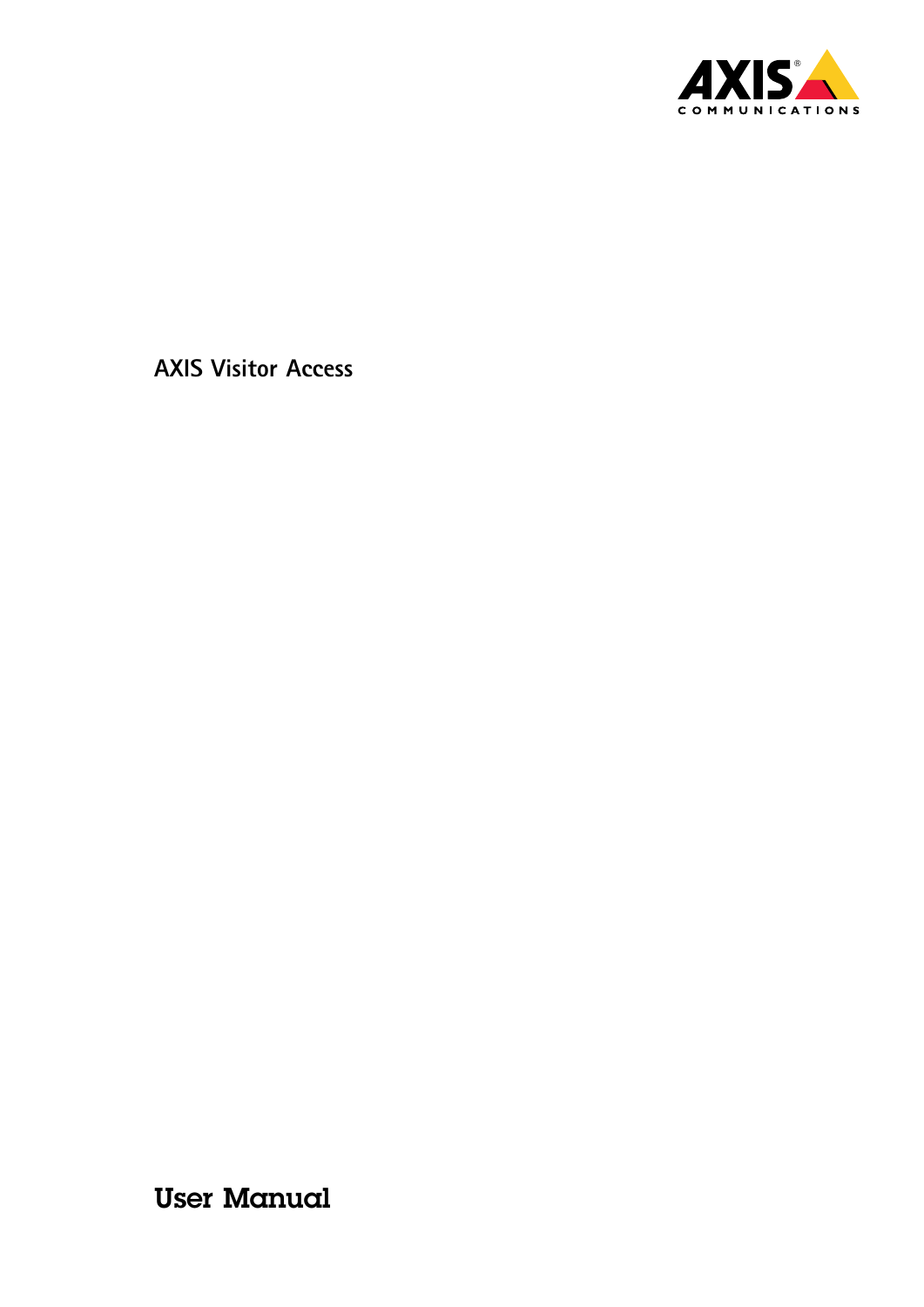# AXIS Visitor Access

## User Manual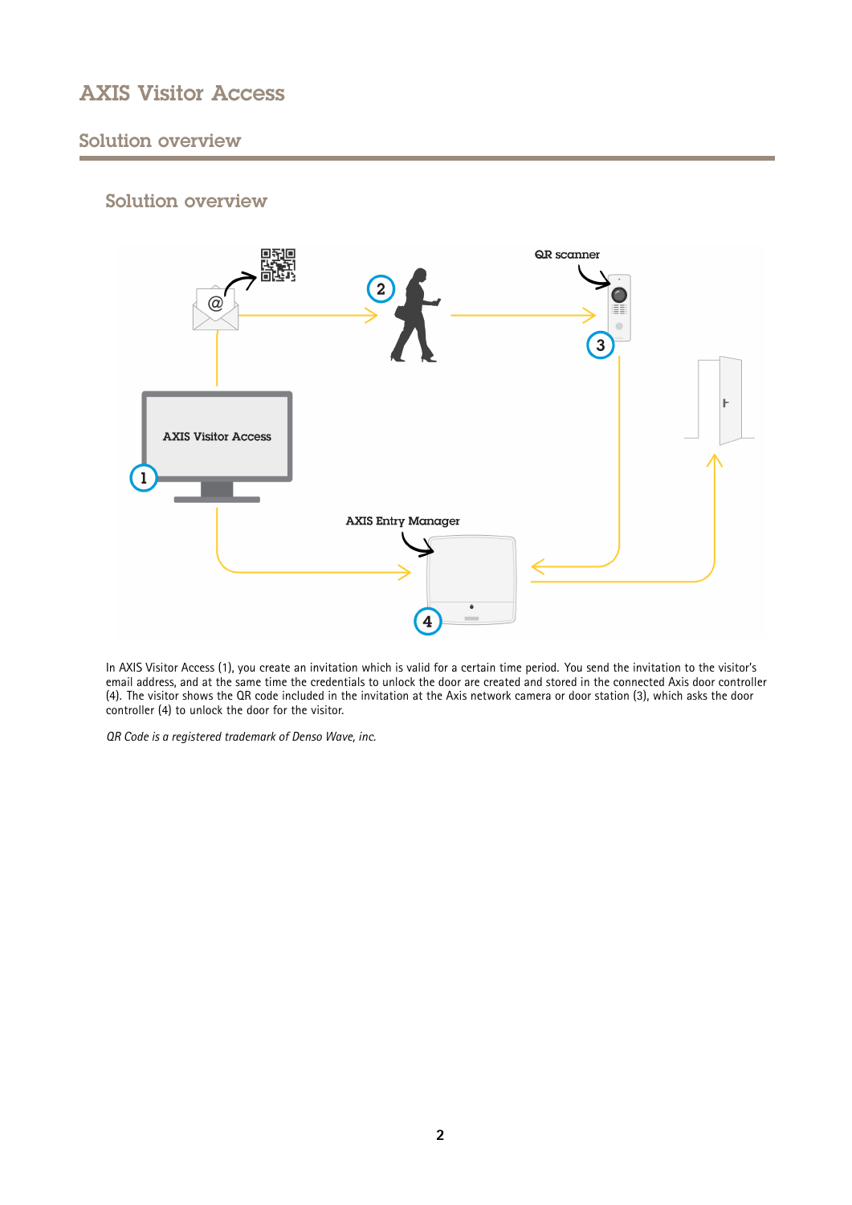# AXIS Visitor Access

## Solution overview

### Solution overview

In AXIS Visitor Access (1), you create an invitation which is valid for a certain time period. You send the invitation to the visitor's email address, and at the same time the credentials to unlock the door are created and stored in the connected Axis door controller (4). The visitor shows the QR code included in the invitation at the Axis network camera or door station (3), which asks the door controller (4) to unlock the door for the visitor.

*QR Code is a registered trademark of Denso Wave, inc.*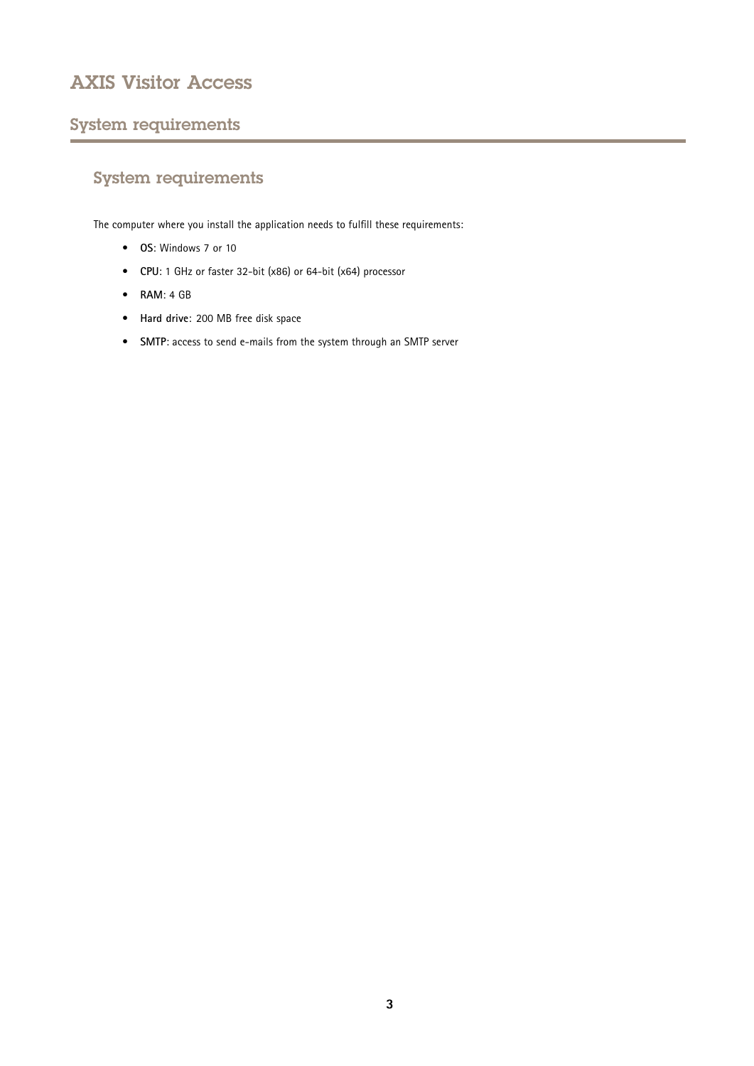# System requirements

## System requirements

The computer where you install the application needs to fulfill these requirements:

- **OS**: Windows 7 or 10
- **CPU**: 1 GHz or faster 32-bit (x86) or 64-bit (x64) processor
- **RAM**: 4 GB
- **Hard drive**: 200 MB free disk space
- **SMTP**: access to send e-mails from the system through an SMTP server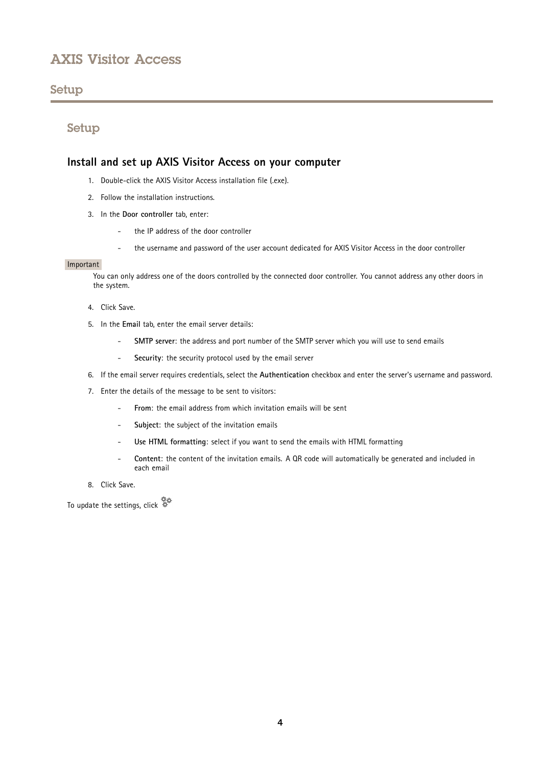## Setup

### Install and set up AXIS Visitor Access on your computer

1. Double-click the AXIS Visitor Access installation file (.exe).
2. Follow the installation instructions.
3. In the **Door controller** tab, enter:
   - the IP address of the door controller
   - the username and password of the user account dedicated for AXIS Visitor Access in the door controller

**Important**

You can only address one of the doors controlled by the connected door controller. You cannot address any other doors in the system.

4. Click Save.
5. In the **Email** tab, enter the email server details:
   - **SMTP server**: the address and port number of the SMTP server which you will use to send emails
   - **Security**: the security protocol used by the email server
6. If the email server requires credentials, select the **Authentication** checkbox and enter the server's username and password.
7. Enter the details of the message to be sent to visitors:
   - **From**: the email address from which invitation emails will be sent
   - **Subject**: the subject of the invitation emails
   - **Use HTML formatting**: select if you want to send the emails with HTML formatting
   - **Content**: the content of the invitation emails. A QR code will automatically be generated and included in each email
8. Click Save.

To update the settings, click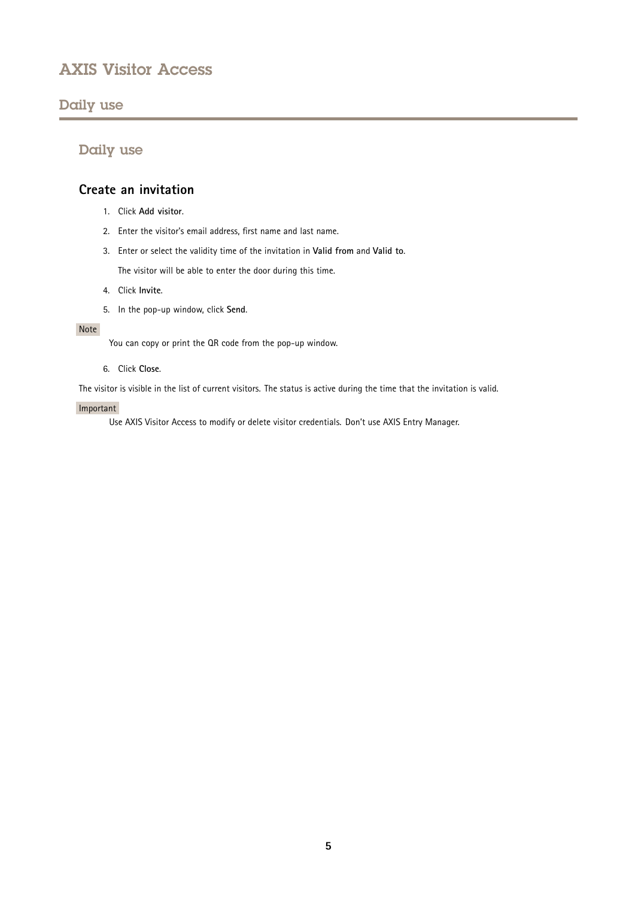## Daily use

### Create an invitation

1. Click **Add visitor**.
2. Enter the visitor's email address, first name and last name.
3. Enter or select the validity time of the invitation in **Valid from** and **Valid to**.

   The visitor will be able to enter the door during this time.

4. Click **Invite**.
5. In the pop-up window, click **Send**.

Note

You can copy or print the QR code from the pop-up window.

6. Click **Close**.

The visitor is visible in the list of current visitors. The status is active during the time that the invitation is valid.

Important

Use AXIS Visitor Access to modify or delete visitor credentials. Don't use AXIS Entry Manager.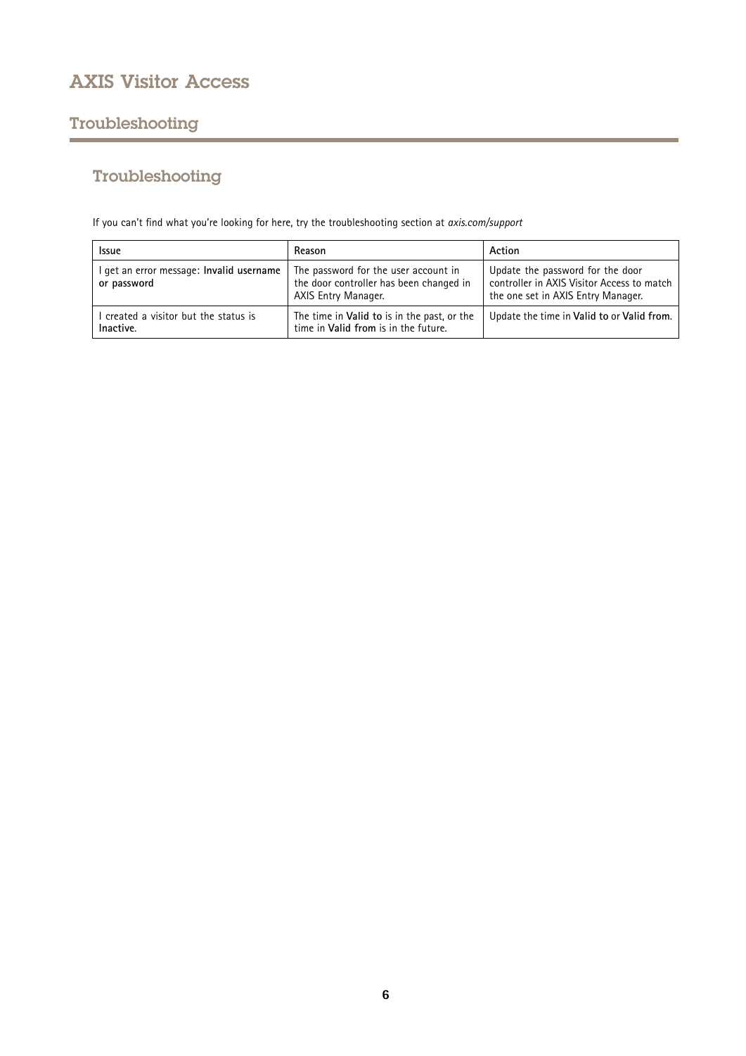## Troubleshooting

If you can't find what you're looking for here, try the troubleshooting section at *axis.com/support*

| Issue | Reason | Action |
| --- | --- | --- |
| I get an error message: **Invalid username or password** | The password for the user account in the door controller has been changed in AXIS Entry Manager. | Update the password for the door controller in AXIS Visitor Access to match the one set in AXIS Entry Manager. |
| I created a visitor but the status is **Inactive**. | The time in **Valid to** is in the past, or the time in **Valid from** is in the future. | Update the time in **Valid to** or **Valid from**. |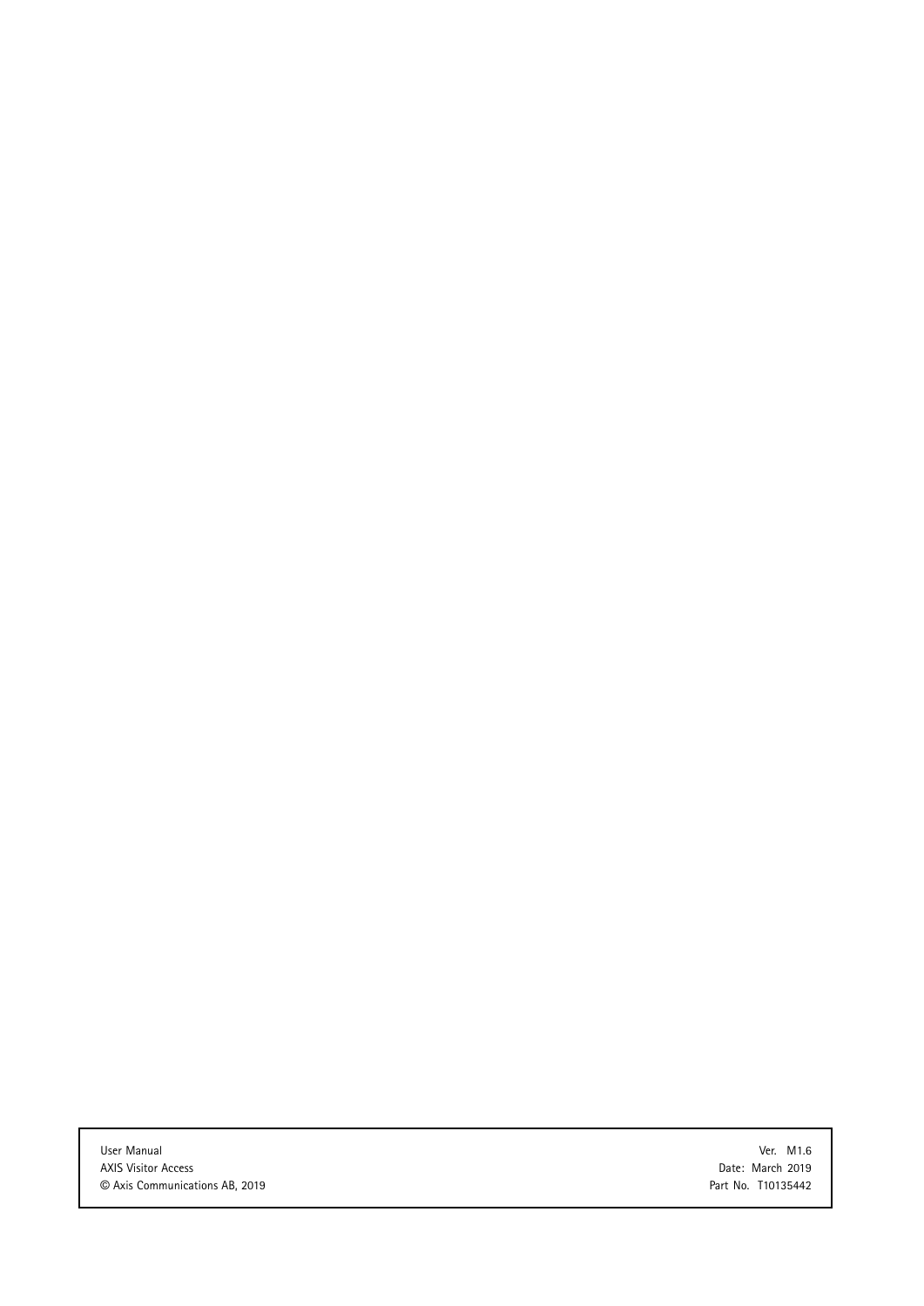User Manual
AXIS Visitor Access
© Axis Communications AB, 2019

Ver. M1.6
Date: March 2019
Part No. T10135442